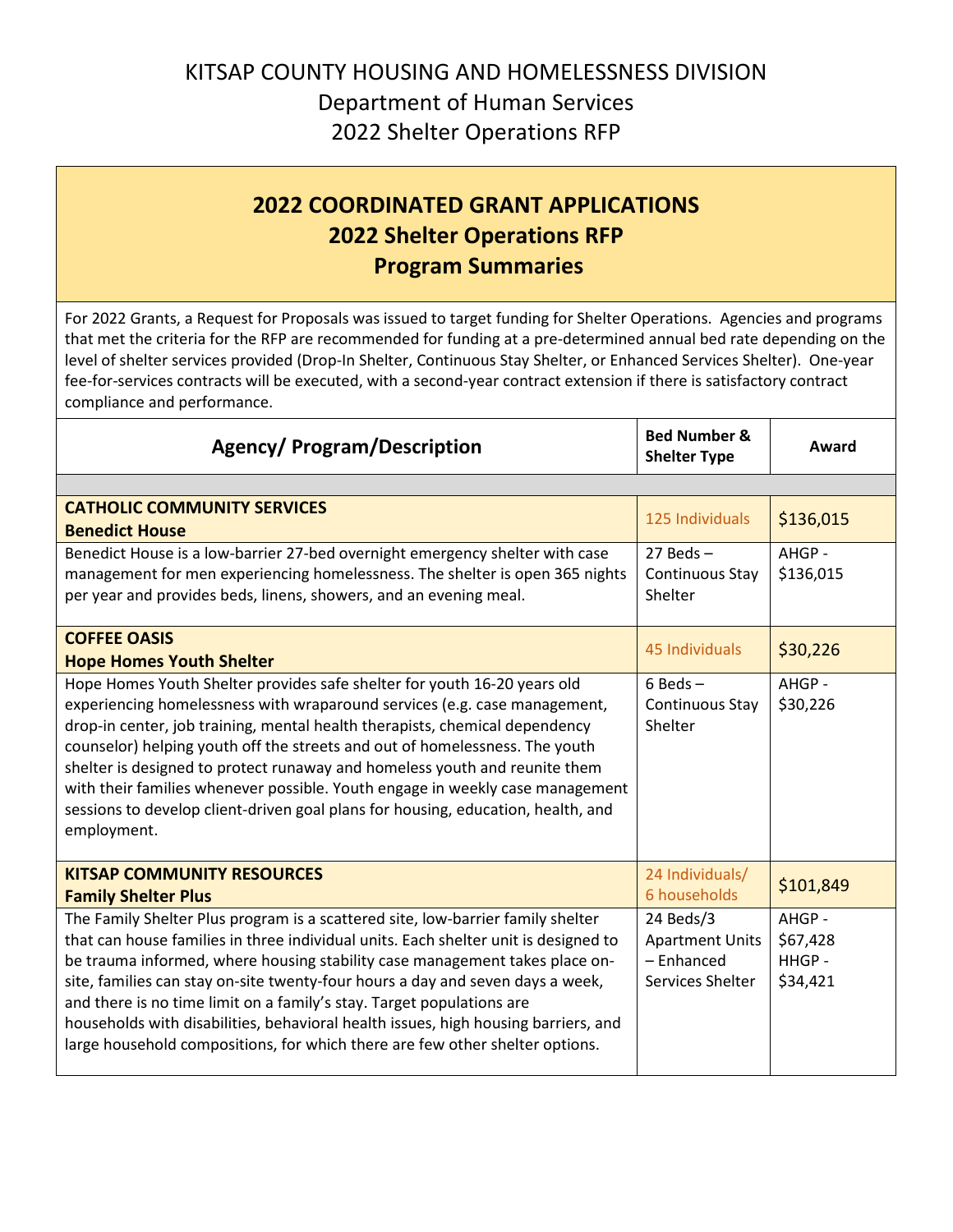# KITSAP COUNTY HOUSING AND HOMELESSNESS DIVISION

## Department of Human Services

## 2022 Shelter Operations RFP

## 2022 COORDINATED GRANT APPLICATIONS
## 2022 Shelter Operations RFP
## Program Summaries

For 2022 Grants, a Request for Proposals was issued to target funding for Shelter Operations. Agencies and programs that met the criteria for the RFP are recommended for funding at a pre-determined annual bed rate depending on the level of shelter services provided (Drop-In Shelter, Continuous Stay Shelter, or Enhanced Services Shelter). One-year fee-for-services contracts will be executed, with a second-year contract extension if there is satisfactory contract compliance and performance.

| Agency/ Program/Description | Bed Number & Shelter Type | Award |
|---|---|---|
| | | |
| **CATHOLIC COMMUNITY SERVICES**<br>**Benedict House** | 125 Individuals | $136,015 |
| Benedict House is a low-barrier 27-bed overnight emergency shelter with case management for men experiencing homelessness. The shelter is open 365 nights per year and provides beds, linens, showers, and an evening meal. | 27 Beds – Continuous Stay Shelter | AHGP - $136,015 |
| **COFFEE OASIS**<br>**Hope Homes Youth Shelter** | 45 Individuals | $30,226 |
| Hope Homes Youth Shelter provides safe shelter for youth 16-20 years old experiencing homelessness with wraparound services (e.g. case management, drop-in center, job training, mental health therapists, chemical dependency counselor) helping youth off the streets and out of homelessness. The youth shelter is designed to protect runaway and homeless youth and reunite them with their families whenever possible. Youth engage in weekly case management sessions to develop client-driven goal plans for housing, education, health, and employment. | 6 Beds – Continuous Stay Shelter | AHGP - $30,226 |
| **KITSAP COMMUNITY RESOURCES**<br>**Family Shelter Plus** | 24 Individuals/ 6 households | $101,849 |
| The Family Shelter Plus program is a scattered site, low-barrier family shelter that can house families in three individual units. Each shelter unit is designed to be trauma informed, where housing stability case management takes place on-site, families can stay on-site twenty-four hours a day and seven days a week, and there is no time limit on a family's stay. Target populations are households with disabilities, behavioral health issues, high housing barriers, and large household compositions, for which there are few other shelter options. | 24 Beds/3 Apartment Units – Enhanced Services Shelter | AHGP - $67,428<br>HHGP - $34,421 |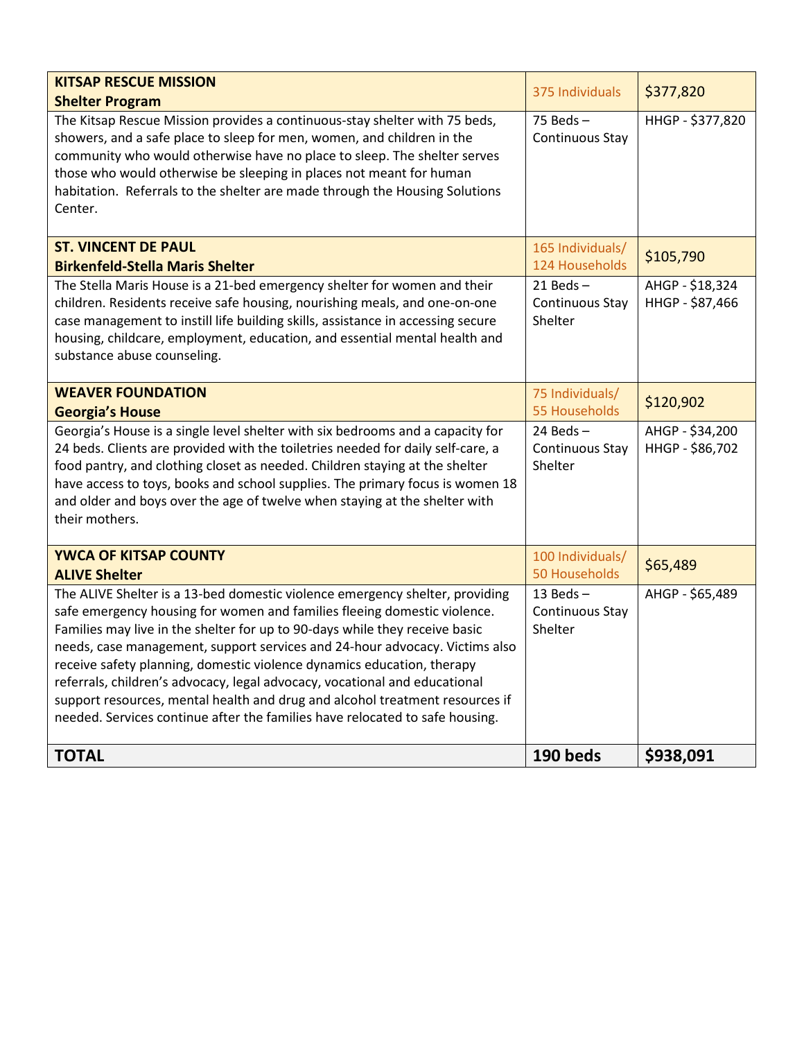| | | |
|---|---|---|
| **KITSAP RESCUE MISSION**<br>**Shelter Program** | 375 Individuals | $377,820 |
| The Kitsap Rescue Mission provides a continuous-stay shelter with 75 beds, showers, and a safe place to sleep for men, women, and children in the community who would otherwise have no place to sleep. The shelter serves those who would otherwise be sleeping in places not meant for human habitation. Referrals to the shelter are made through the Housing Solutions Center. | 75 Beds – Continuous Stay | HHGP - $377,820 |
| **ST. VINCENT DE PAUL**<br>**Birkenfeld-Stella Maris Shelter** | 165 Individuals/ 124 Households | $105,790 |
| The Stella Maris House is a 21-bed emergency shelter for women and their children. Residents receive safe housing, nourishing meals, and one-on-one case management to instill life building skills, assistance in accessing secure housing, childcare, employment, education, and essential mental health and substance abuse counseling. | 21 Beds – Continuous Stay Shelter | AHGP - $18,324<br>HHGP - $87,466 |
| **WEAVER FOUNDATION**<br>**Georgia's House** | 75 Individuals/ 55 Households | $120,902 |
| Georgia's House is a single level shelter with six bedrooms and a capacity for 24 beds. Clients are provided with the toiletries needed for daily self-care, a food pantry, and clothing closet as needed. Children staying at the shelter have access to toys, books and school supplies. The primary focus is women 18 and older and boys over the age of twelve when staying at the shelter with their mothers. | 24 Beds – Continuous Stay Shelter | AHGP - $34,200<br>HHGP - $86,702 |
| **YWCA OF KITSAP COUNTY**<br>**ALIVE Shelter** | 100 Individuals/ 50 Households | $65,489 |
| The ALIVE Shelter is a 13-bed domestic violence emergency shelter, providing safe emergency housing for women and families fleeing domestic violence. Families may live in the shelter for up to 90-days while they receive basic needs, case management, support services and 24-hour advocacy. Victims also receive safety planning, domestic violence dynamics education, therapy referrals, children's advocacy, legal advocacy, vocational and educational support resources, mental health and drug and alcohol treatment resources if needed. Services continue after the families have relocated to safe housing. | 13 Beds – Continuous Stay Shelter | AHGP - $65,489 |
| **TOTAL** | **190 beds** | **$938,091** |